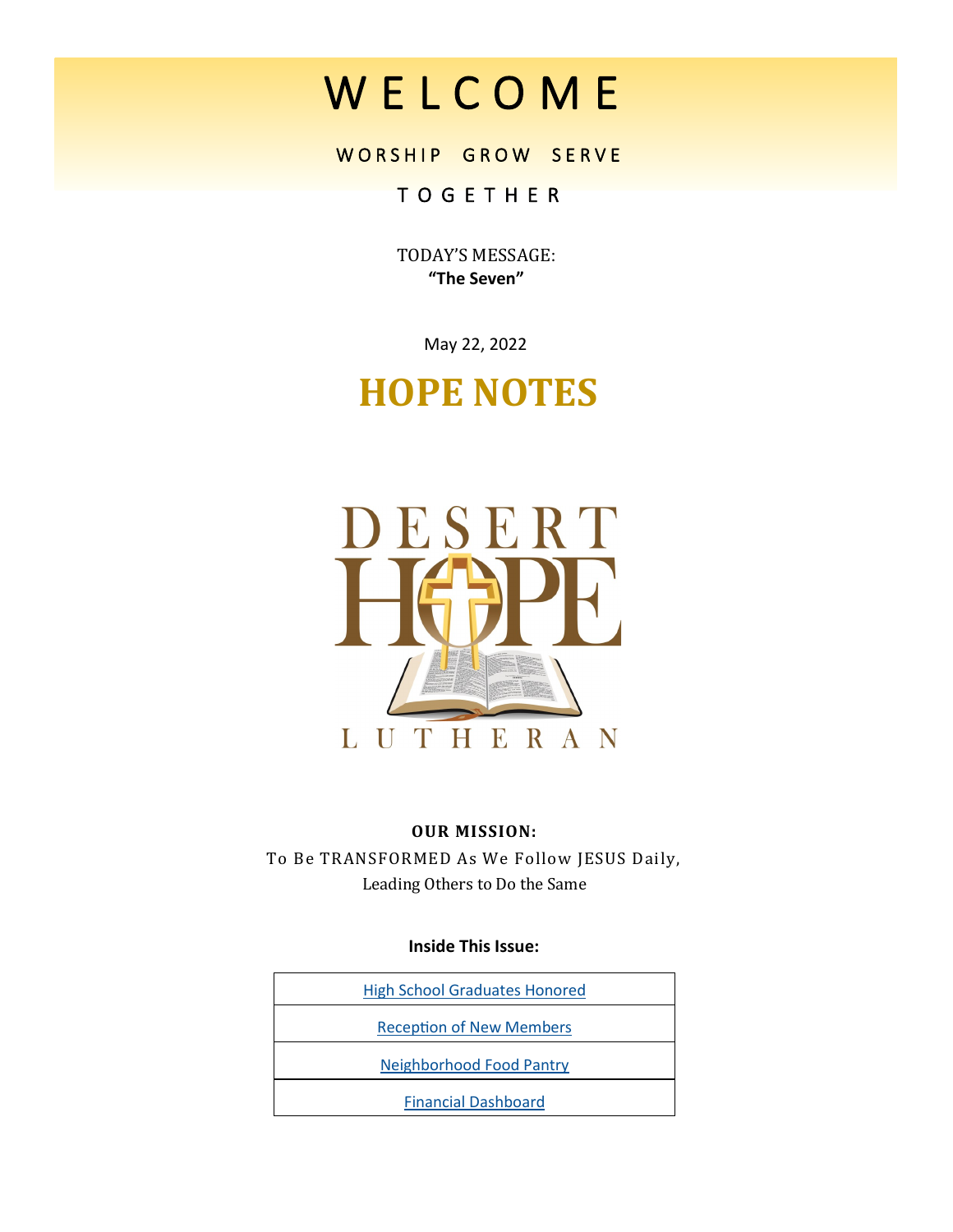# W E L C O M E

W O R S H I P   G R O W   S E R V E

T O G E T H E R

TODAY'S MESSAGE:
**"The Seven"**

May 22, 2022

# HOPE NOTES

DESERT HOPE LUTHERAN

**OUR MISSION:**
To Be TRANSFORMED As We Follow JESUS Daily,
Leading Others to Do the Same

**Inside This Issue:**

| |
|---|
| High School Graduates Honored |
| Reception of New Members |
| Neighborhood Food Pantry |
| Financial Dashboard |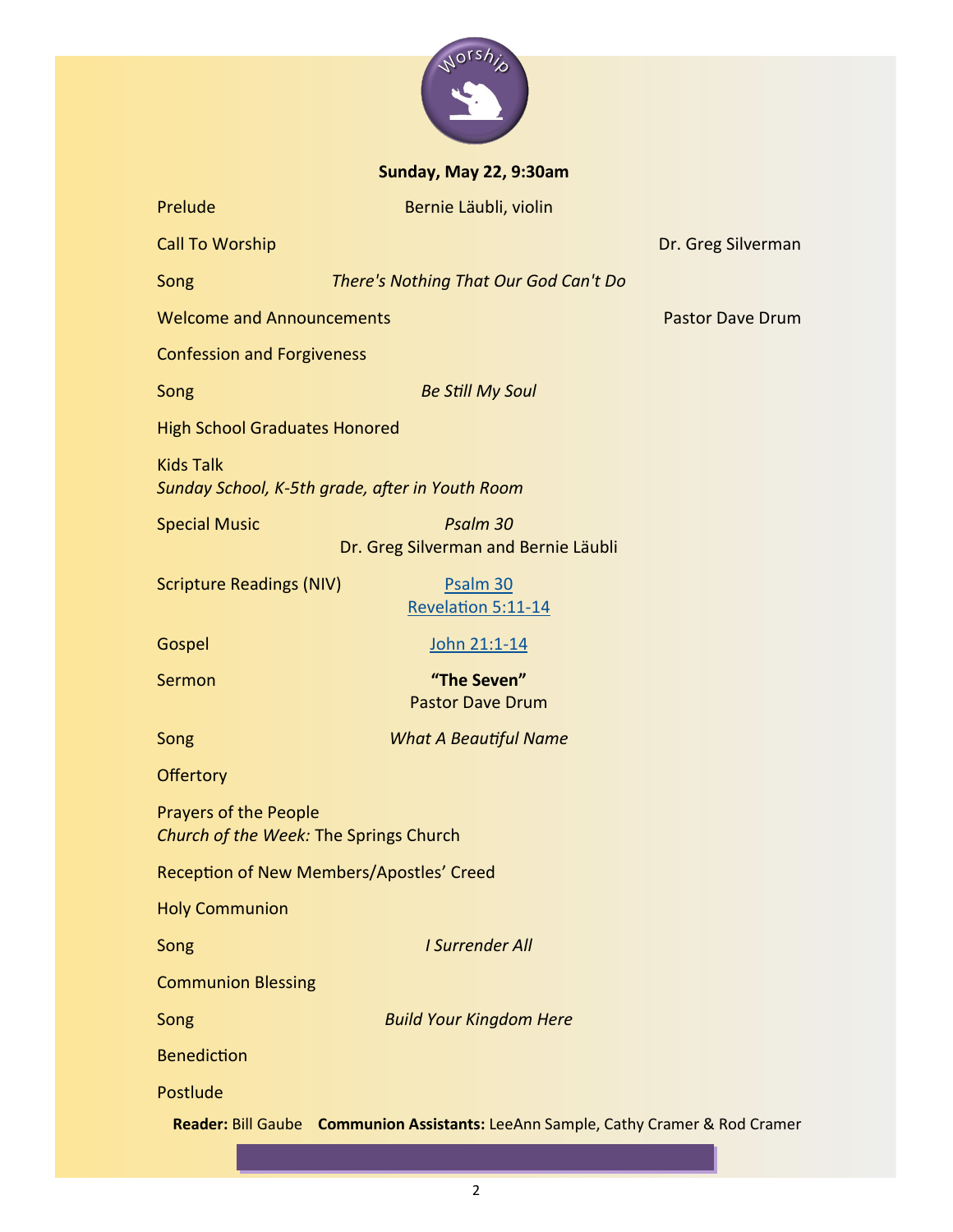# Worship

**Sunday, May 22, 9:30am**

Prelude — Bernie Läubli, violin

Call To Worship — Dr. Greg Silverman

Song — *There's Nothing That Our God Can't Do*

Welcome and Announcements — Pastor Dave Drum

Confession and Forgiveness

Song — *Be Still My Soul*

High School Graduates Honored

Kids Talk
*Sunday School, K-5th grade, after in Youth Room*

Special Music — *Psalm 30*
Dr. Greg Silverman and Bernie Läubli

Scripture Readings (NIV) — Psalm 30
Revelation 5:11-14

Gospel — John 21:1-14

Sermon — **"The Seven"**
Pastor Dave Drum

Song — *What A Beautiful Name*

Offertory

Prayers of the People
*Church of the Week:* The Springs Church

Reception of New Members/Apostles' Creed

Holy Communion

Song — *I Surrender All*

Communion Blessing

Song — *Build Your Kingdom Here*

Benediction

Postlude

**Reader:** Bill Gaube **Communion Assistants:** LeeAnn Sample, Cathy Cramer & Rod Cramer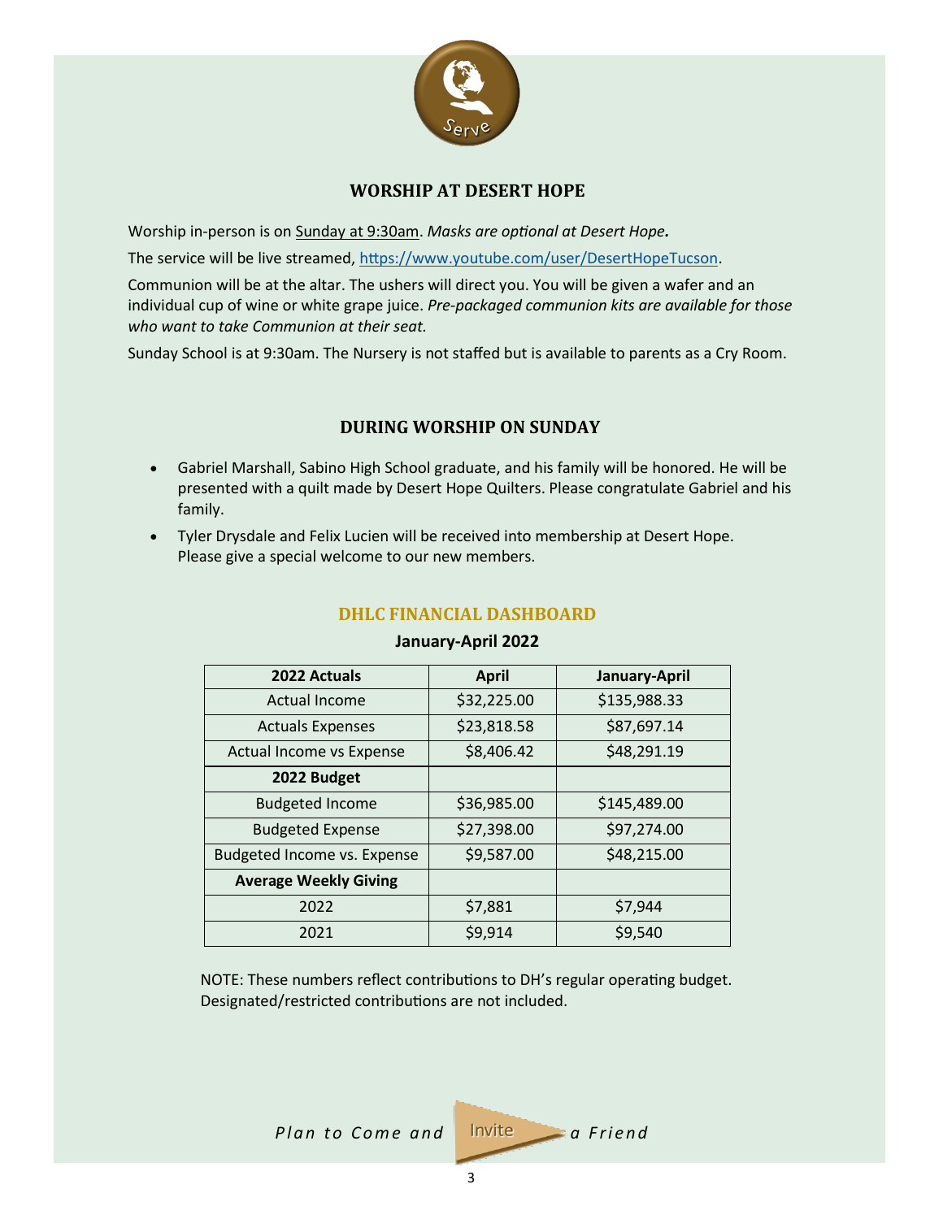## WORSHIP AT DESERT HOPE

Worship in-person is on Sunday at 9:30am. *Masks are optional at Desert Hope.*

The service will be live streamed, https://www.youtube.com/user/DesertHopeTucson.

Communion will be at the altar. The ushers will direct you. You will be given a wafer and an individual cup of wine or white grape juice. *Pre-packaged communion kits are available for those who want to take Communion at their seat.*

Sunday School is at 9:30am. The Nursery is not staffed but is available to parents as a Cry Room.

## DURING WORSHIP ON SUNDAY

- Gabriel Marshall, Sabino High School graduate, and his family will be honored. He will be presented with a quilt made by Desert Hope Quilters. Please congratulate Gabriel and his family.
- Tyler Drysdale and Felix Lucien will be received into membership at Desert Hope. Please give a special welcome to our new members.

## DHLC FINANCIAL DASHBOARD

**January-April 2022**

| 2022 Actuals | April | January-April |
|---|---|---|
| Actual Income | $32,225.00 | $135,988.33 |
| Actuals Expenses | $23,818.58 | $87,697.14 |
| Actual Income vs Expense | $8,406.42 | $48,291.19 |
| **2022 Budget** | | |
| Budgeted Income | $36,985.00 | $145,489.00 |
| Budgeted Expense | $27,398.00 | $97,274.00 |
| Budgeted Income vs. Expense | $9,587.00 | $48,215.00 |
| **Average Weekly Giving** | | |
| 2022 | $7,881 | $7,944 |
| 2021 | $9,914 | $9,540 |

NOTE: These numbers reflect contributions to DH's regular operating budget. Designated/restricted contributions are not included.

*Plan to Come and Invite a Friend*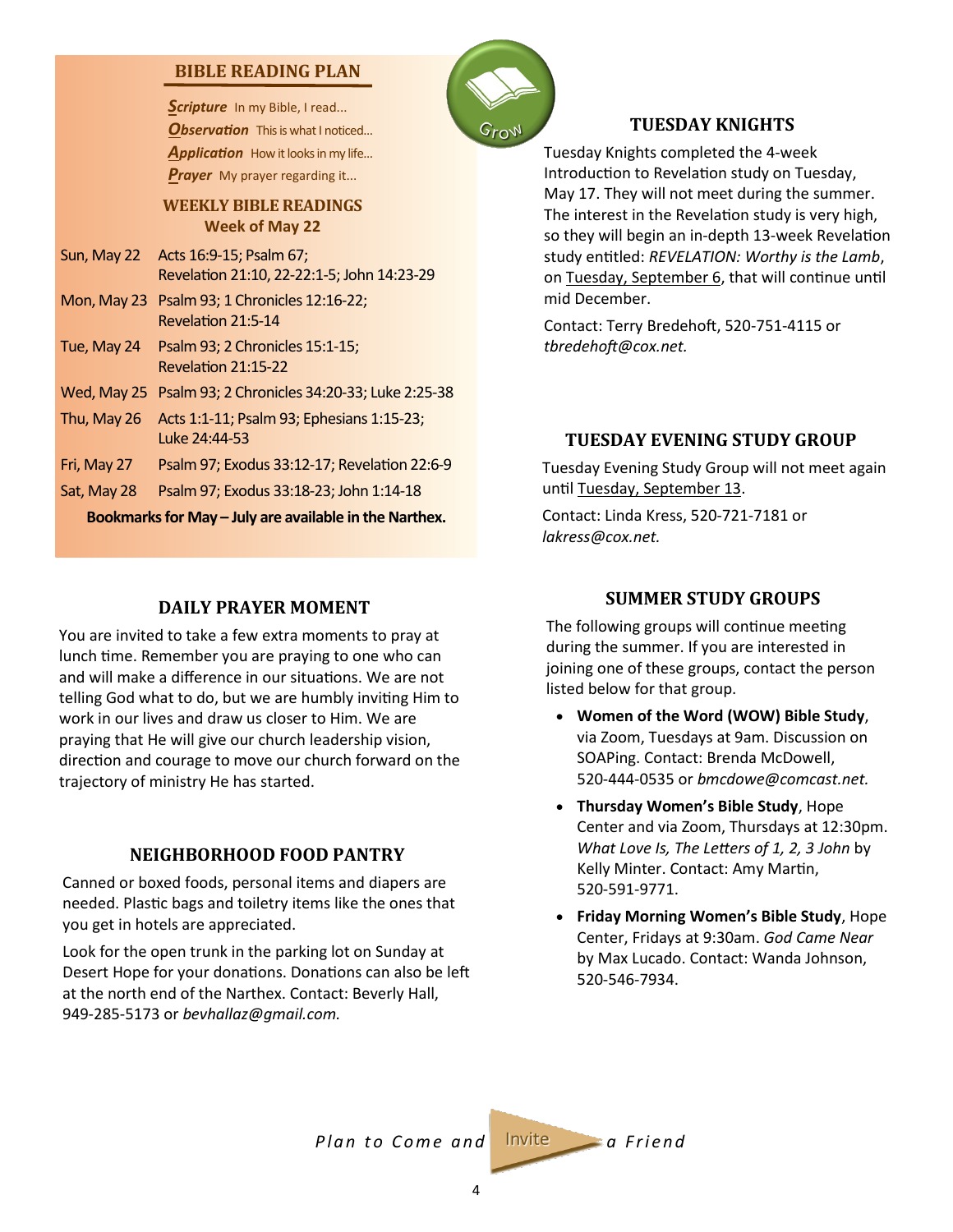## BIBLE READING PLAN

***Scripture*** In my Bible, I read...
***Observation*** This is what I noticed...
***Application*** How it looks in my life...
***Prayer*** My prayer regarding it...

### WEEKLY BIBLE READINGS
**Week of May 22**

| | |
|---|---|
| Sun, May 22 | Acts 16:9-15; Psalm 67; Revelation 21:10, 22-22:1-5; John 14:23-29 |
| Mon, May 23 | Psalm 93; 1 Chronicles 12:16-22; Revelation 21:5-14 |
| Tue, May 24 | Psalm 93; 2 Chronicles 15:1-15; Revelation 21:15-22 |
| Wed, May 25 | Psalm 93; 2 Chronicles 34:20-33; Luke 2:25-38 |
| Thu, May 26 | Acts 1:1-11; Psalm 93; Ephesians 1:15-23; Luke 24:44-53 |
| Fri, May 27 | Psalm 97; Exodus 33:12-17; Revelation 22:6-9 |
| Sat, May 28 | Psalm 97; Exodus 33:18-23; John 1:14-18 |

**Bookmarks for May – July are available in the Narthex.**

Grow

## DAILY PRAYER MOMENT

You are invited to take a few extra moments to pray at lunch time. Remember you are praying to one who can and will make a difference in our situations. We are not telling God what to do, but we are humbly inviting Him to work in our lives and draw us closer to Him. We are praying that He will give our church leadership vision, direction and courage to move our church forward on the trajectory of ministry He has started.

## NEIGHBORHOOD FOOD PANTRY

Canned or boxed foods, personal items and diapers are needed. Plastic bags and toiletry items like the ones that you get in hotels are appreciated.

Look for the open trunk in the parking lot on Sunday at Desert Hope for your donations. Donations can also be left at the north end of the Narthex. Contact: Beverly Hall, 949-285-5173 or *bevhallaz@gmail.com.*

## TUESDAY KNIGHTS

Tuesday Knights completed the 4-week Introduction to Revelation study on Tuesday, May 17. They will not meet during the summer. The interest in the Revelation study is very high, so they will begin an in-depth 13-week Revelation study entitled: *REVELATION: Worthy is the Lamb*, on Tuesday, September 6, that will continue until mid December.

Contact: Terry Bredehoft, 520-751-4115 or *tbredehoft@cox.net.*

## TUESDAY EVENING STUDY GROUP

Tuesday Evening Study Group will not meet again until Tuesday, September 13.

Contact: Linda Kress, 520-721-7181 or *lakress@cox.net.*

## SUMMER STUDY GROUPS

The following groups will continue meeting during the summer. If you are interested in joining one of these groups, contact the person listed below for that group.

- **Women of the Word (WOW) Bible Study**, via Zoom, Tuesdays at 9am. Discussion on SOAPing. Contact: Brenda McDowell, 520-444-0535 or *bmcdowe@comcast.net.*
- **Thursday Women's Bible Study**, Hope Center and via Zoom, Thursdays at 12:30pm. *What Love Is, The Letters of 1, 2, 3 John* by Kelly Minter. Contact: Amy Martin, 520-591-9771.
- **Friday Morning Women's Bible Study**, Hope Center, Fridays at 9:30am. *God Came Near* by Max Lucado. Contact: Wanda Johnson, 520-546-7934.

*Plan to Come and* Invite *a Friend*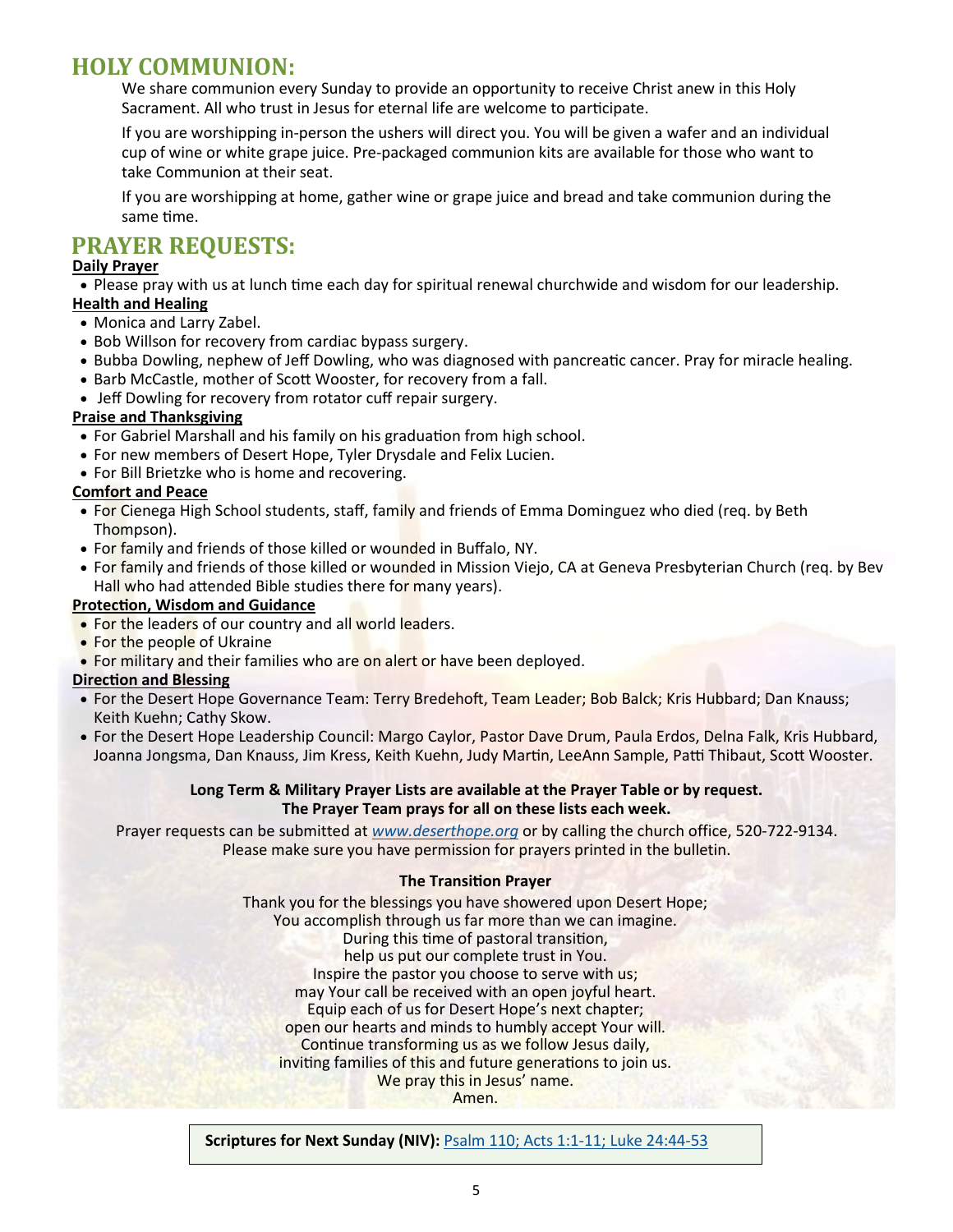# HOLY COMMUNION:

We share communion every Sunday to provide an opportunity to receive Christ anew in this Holy Sacrament. All who trust in Jesus for eternal life are welcome to participate.

If you are worshipping in-person the ushers will direct you. You will be given a wafer and an individual cup of wine or white grape juice. Pre-packaged communion kits are available for those who want to take Communion at their seat.

If you are worshipping at home, gather wine or grape juice and bread and take communion during the same time.

# PRAYER REQUESTS:

**Daily Prayer**

- Please pray with us at lunch time each day for spiritual renewal churchwide and wisdom for our leadership.

**Health and Healing**

- Monica and Larry Zabel.
- Bob Willson for recovery from cardiac bypass surgery.
- Bubba Dowling, nephew of Jeff Dowling, who was diagnosed with pancreatic cancer. Pray for miracle healing.
- Barb McCastle, mother of Scott Wooster, for recovery from a fall.
- Jeff Dowling for recovery from rotator cuff repair surgery.

**Praise and Thanksgiving**

- For Gabriel Marshall and his family on his graduation from high school.
- For new members of Desert Hope, Tyler Drysdale and Felix Lucien.
- For Bill Brietzke who is home and recovering.

**Comfort and Peace**

- For Cienega High School students, staff, family and friends of Emma Dominguez who died (req. by Beth Thompson).
- For family and friends of those killed or wounded in Buffalo, NY.
- For family and friends of those killed or wounded in Mission Viejo, CA at Geneva Presbyterian Church (req. by Bev Hall who had attended Bible studies there for many years).

**Protection, Wisdom and Guidance**

- For the leaders of our country and all world leaders.
- For the people of Ukraine
- For military and their families who are on alert or have been deployed.

**Direction and Blessing**

- For the Desert Hope Governance Team: Terry Bredehoft, Team Leader; Bob Balck; Kris Hubbard; Dan Knauss; Keith Kuehn; Cathy Skow.
- For the Desert Hope Leadership Council: Margo Caylor, Pastor Dave Drum, Paula Erdos, Delna Falk, Kris Hubbard, Joanna Jongsma, Dan Knauss, Jim Kress, Keith Kuehn, Judy Martin, LeeAnn Sample, Patti Thibaut, Scott Wooster.

**Long Term & Military Prayer Lists are available at the Prayer Table or by request.**
**The Prayer Team prays for all on these lists each week.**

Prayer requests can be submitted at *www.deserthope.org* or by calling the church office, 520-722-9134.
Please make sure you have permission for prayers printed in the bulletin.

**The Transition Prayer**

Thank you for the blessings you have showered upon Desert Hope;
You accomplish through us far more than we can imagine.
During this time of pastoral transition,
help us put our complete trust in You.
Inspire the pastor you choose to serve with us;
may Your call be received with an open joyful heart.
Equip each of us for Desert Hope's next chapter;
open our hearts and minds to humbly accept Your will.
Continue transforming us as we follow Jesus daily,
inviting families of this and future generations to join us.
We pray this in Jesus' name.
Amen.

**Scriptures for Next Sunday (NIV):** Psalm 110; Acts 1:1-11; Luke 24:44-53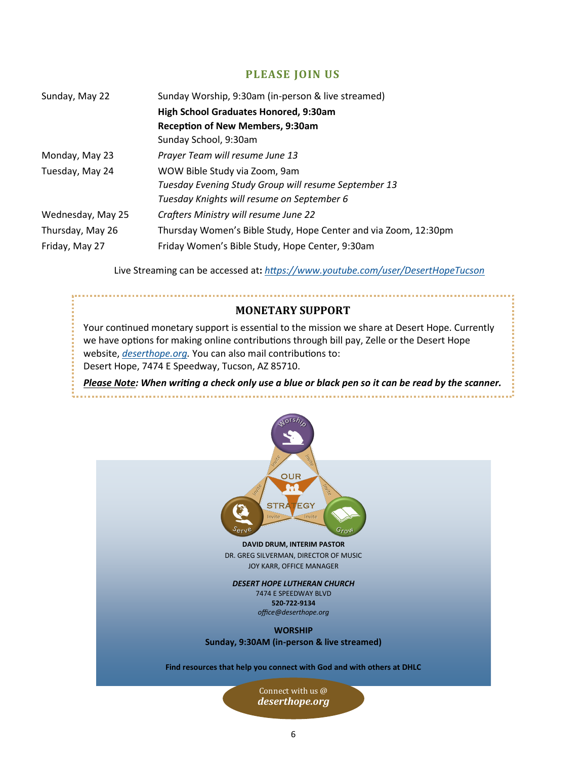## PLEASE JOIN US

| | |
|---|---|
| Sunday, May 22 | Sunday Worship, 9:30am (in-person & live streamed) |
| | **High School Graduates Honored, 9:30am** |
| | **Reception of New Members, 9:30am** |
| | Sunday School, 9:30am |
| Monday, May 23 | *Prayer Team will resume June 13* |
| Tuesday, May 24 | WOW Bible Study via Zoom, 9am |
| | *Tuesday Evening Study Group will resume September 13* |
| | *Tuesday Knights will resume on September 6* |
| Wednesday, May 25 | *Crafters Ministry will resume June 22* |
| Thursday, May 26 | Thursday Women's Bible Study, Hope Center and via Zoom, 12:30pm |
| Friday, May 27 | Friday Women's Bible Study, Hope Center, 9:30am |

Live Streaming can be accessed at**:** *https://www.youtube.com/user/DesertHopeTucson*

## MONETARY SUPPORT

Your continued monetary support is essential to the mission we share at Desert Hope. Currently we have options for making online contributions through bill pay, Zelle or the Desert Hope website, *deserthope.org*. You can also mail contributions to:
Desert Hope, 7474 E Speedway, Tucson, AZ 85710.

***Please Note*: When writing a check only use a blue or black pen so it can be read by the scanner.**

Worship
Invite
Invite
Invite
Invite
OUR
STRATEGY
Invite
Invite
Serve
Grow

**DAVID DRUM, INTERIM PASTOR**
DR. GREG SILVERMAN, DIRECTOR OF MUSIC
JOY KARR, OFFICE MANAGER

***DESERT HOPE LUTHERAN CHURCH***
7474 E SPEEDWAY BLVD
**520-722-9134**
*office@deserthope.org*

**WORSHIP**
**Sunday, 9:30AM (in-person & live streamed)**

**Find resources that help you connect with God and with others at DHLC**

Connect with us @
***deserthope.org***